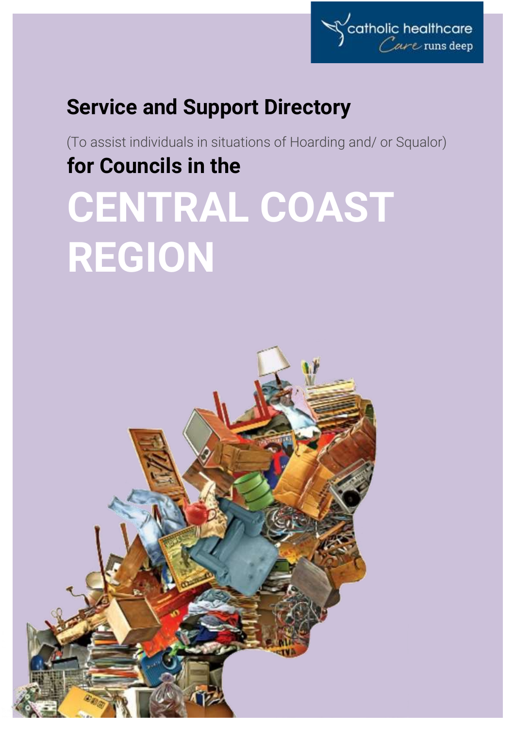catholic healthcare
*Care* runs deep

## Service and Support Directory

(To assist individuals in situations of Hoarding and/ or Squalor)

## for Councils in the

# CENTRAL COAST REGION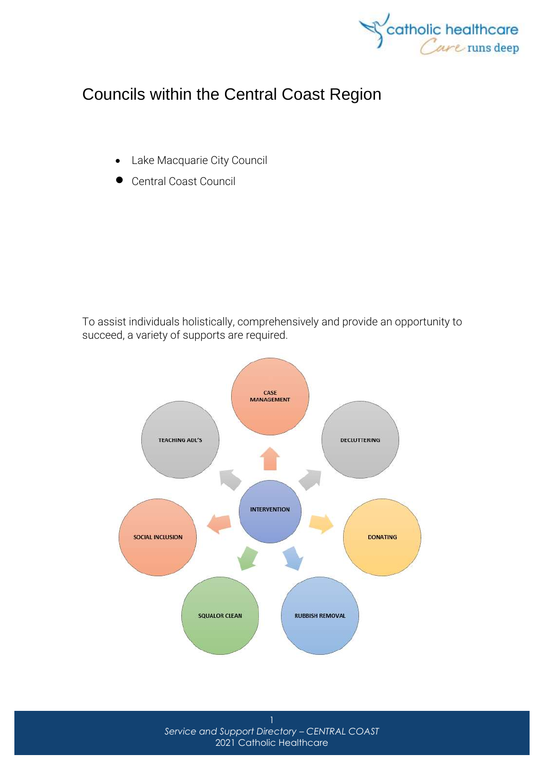# Councils within the Central Coast Region

- Lake Macquarie City Council
- Central Coast Council

To assist individuals holistically, comprehensively and provide an opportunity to succeed, a variety of supports are required.

INTERVENTION

CASE MANAGEMENT

DECLUTTERING

DONATING

RUBBISH REMOVAL

SQUALOR CLEAN

SOCIAL INCLUSION

TEACHING ADL'S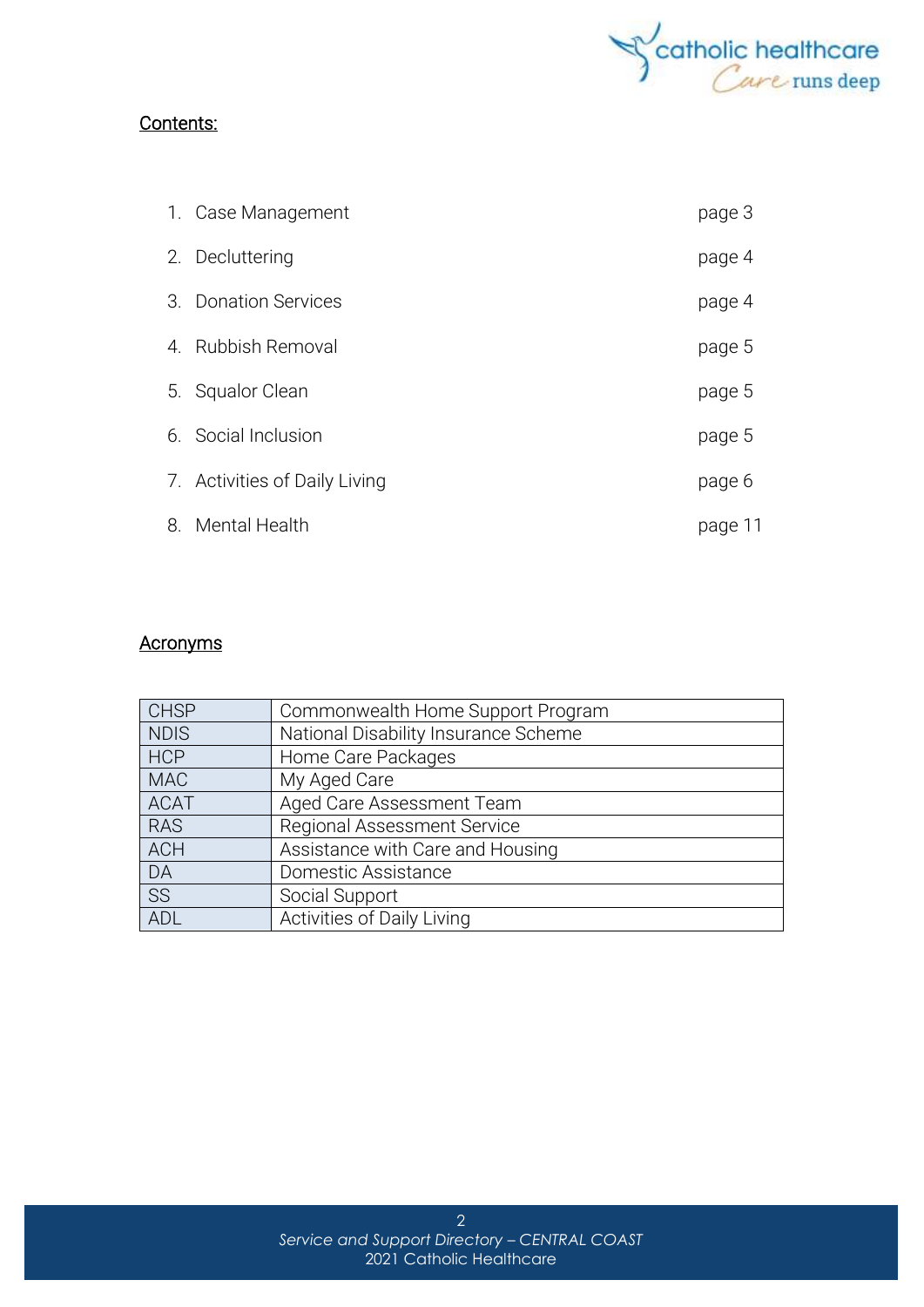## Contents:

| | | |
|---|---|---|
| 1. | Case Management | page 3 |
| 2. | Decluttering | page 4 |
| 3. | Donation Services | page 4 |
| 4. | Rubbish Removal | page 5 |
| 5. | Squalor Clean | page 5 |
| 6. | Social Inclusion | page 5 |
| 7. | Activities of Daily Living | page 6 |
| 8. | Mental Health | page 11 |

## Acronyms

| | |
|---|---|
| CHSP | Commonwealth Home Support Program |
| NDIS | National Disability Insurance Scheme |
| HCP | Home Care Packages |
| MAC | My Aged Care |
| ACAT | Aged Care Assessment Team |
| RAS | Regional Assessment Service |
| ACH | Assistance with Care and Housing |
| DA | Domestic Assistance |
| SS | Social Support |
| ADL | Activities of Daily Living |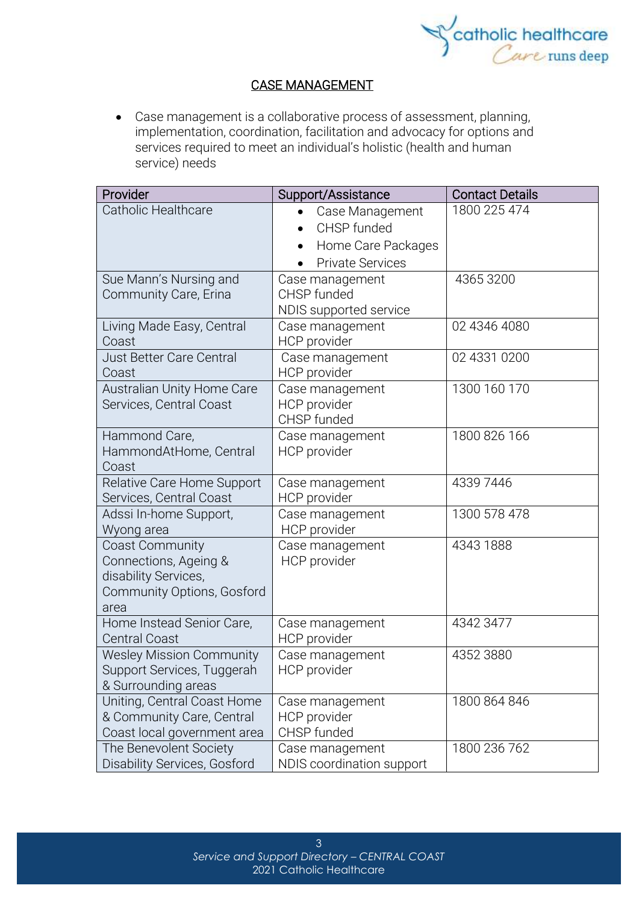## CASE MANAGEMENT

- Case management is a collaborative process of assessment, planning, implementation, coordination, facilitation and advocacy for options and services required to meet an individual's holistic (health and human service) needs

| Provider | Support/Assistance | Contact Details |
|---|---|---|
| Catholic Healthcare | • Case Management<br>• CHSP funded<br>• Home Care Packages<br>• Private Services | 1800 225 474 |
| Sue Mann's Nursing and Community Care, Erina | Case management<br>CHSP funded<br>NDIS supported service | 4365 3200 |
| Living Made Easy, Central Coast | Case management<br>HCP provider | 02 4346 4080 |
| Just Better Care Central Coast | Case management<br>HCP provider | 02 4331 0200 |
| Australian Unity Home Care Services, Central Coast | Case management<br>HCP provider<br>CHSP funded | 1300 160 170 |
| Hammond Care, HammondAtHome, Central Coast | Case management<br>HCP provider | 1800 826 166 |
| Relative Care Home Support Services, Central Coast | Case management<br>HCP provider | 4339 7446 |
| Adssi In-home Support, Wyong area | Case management<br>HCP provider | 1300 578 478 |
| Coast Community Connections, Ageing & disability Services, Community Options, Gosford area | Case management<br>HCP provider | 4343 1888 |
| Home Instead Senior Care, Central Coast | Case management<br>HCP provider | 4342 3477 |
| Wesley Mission Community Support Services, Tuggerah & Surrounding areas | Case management<br>HCP provider | 4352 3880 |
| Uniting, Central Coast Home & Community Care, Central Coast local government area | Case management<br>HCP provider<br>CHSP funded | 1800 864 846 |
| The Benevolent Society Disability Services, Gosford | Case management<br>NDIS coordination support | 1800 236 762 |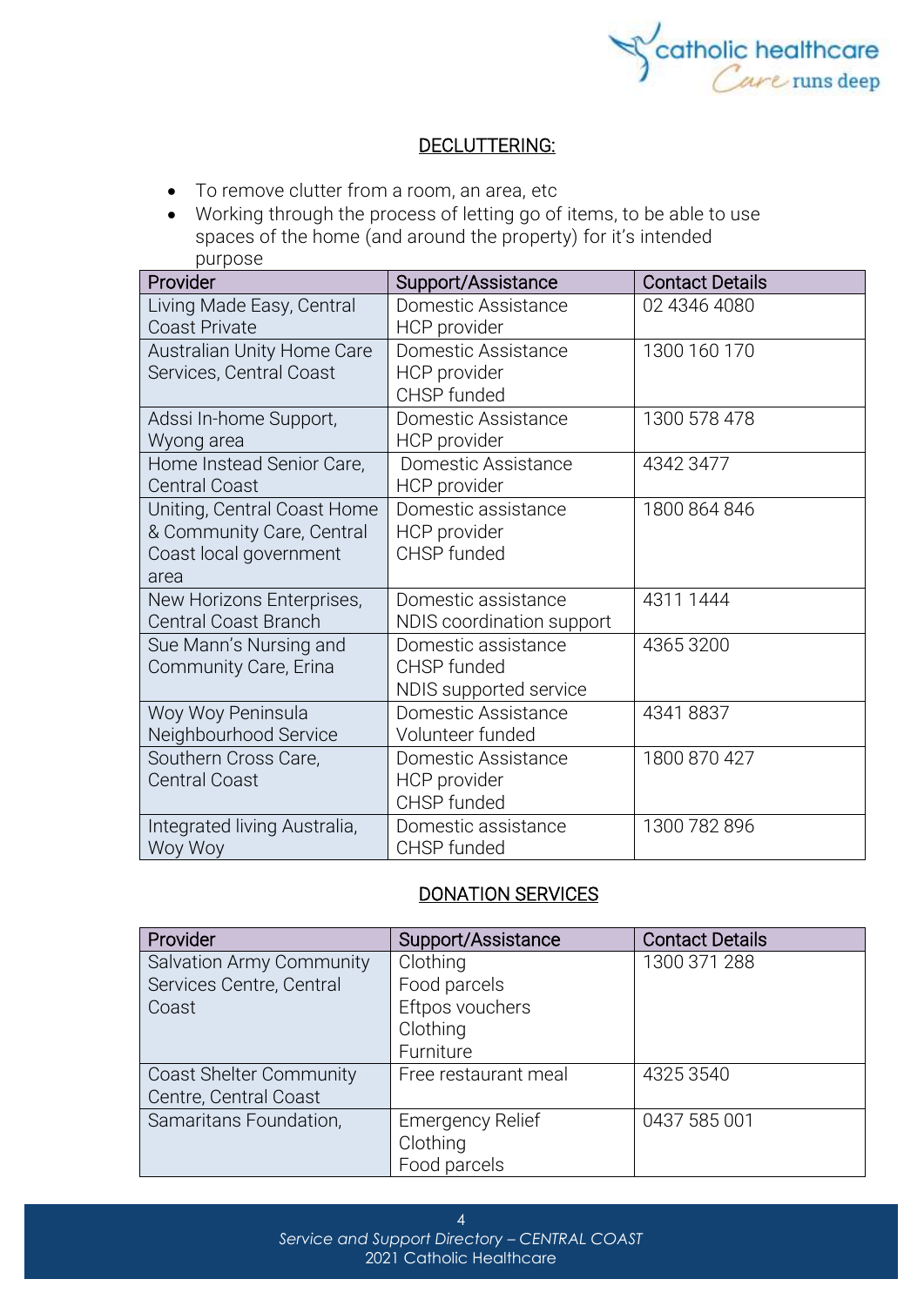## DECLUTTERING:

- To remove clutter from a room, an area, etc
- Working through the process of letting go of items, to be able to use spaces of the home (and around the property) for it's intended purpose

| Provider | Support/Assistance | Contact Details |
| --- | --- | --- |
| Living Made Easy, Central Coast Private | Domestic Assistance<br>HCP provider | 02 4346 4080 |
| Australian Unity Home Care Services, Central Coast | Domestic Assistance<br>HCP provider<br>CHSP funded | 1300 160 170 |
| Adssi In-home Support, Wyong area | Domestic Assistance<br>HCP provider | 1300 578 478 |
| Home Instead Senior Care, Central Coast | Domestic Assistance<br>HCP provider | 4342 3477 |
| Uniting, Central Coast Home & Community Care, Central Coast local government area | Domestic assistance<br>HCP provider<br>CHSP funded | 1800 864 846 |
| New Horizons Enterprises, Central Coast Branch | Domestic assistance<br>NDIS coordination support | 4311 1444 |
| Sue Mann's Nursing and Community Care, Erina | Domestic assistance<br>CHSP funded<br>NDIS supported service | 4365 3200 |
| Woy Woy Peninsula Neighbourhood Service | Domestic Assistance<br>Volunteer funded | 4341 8837 |
| Southern Cross Care, Central Coast | Domestic Assistance<br>HCP provider<br>CHSP funded | 1800 870 427 |
| Integrated living Australia, Woy Woy | Domestic assistance<br>CHSP funded | 1300 782 896 |

## DONATION SERVICES

| Provider | Support/Assistance | Contact Details |
| --- | --- | --- |
| Salvation Army Community Services Centre, Central Coast | Clothing<br>Food parcels<br>Eftpos vouchers<br>Clothing<br>Furniture | 1300 371 288 |
| Coast Shelter Community Centre, Central Coast | Free restaurant meal | 4325 3540 |
| Samaritans Foundation, | Emergency Relief<br>Clothing<br>Food parcels | 0437 585 001 |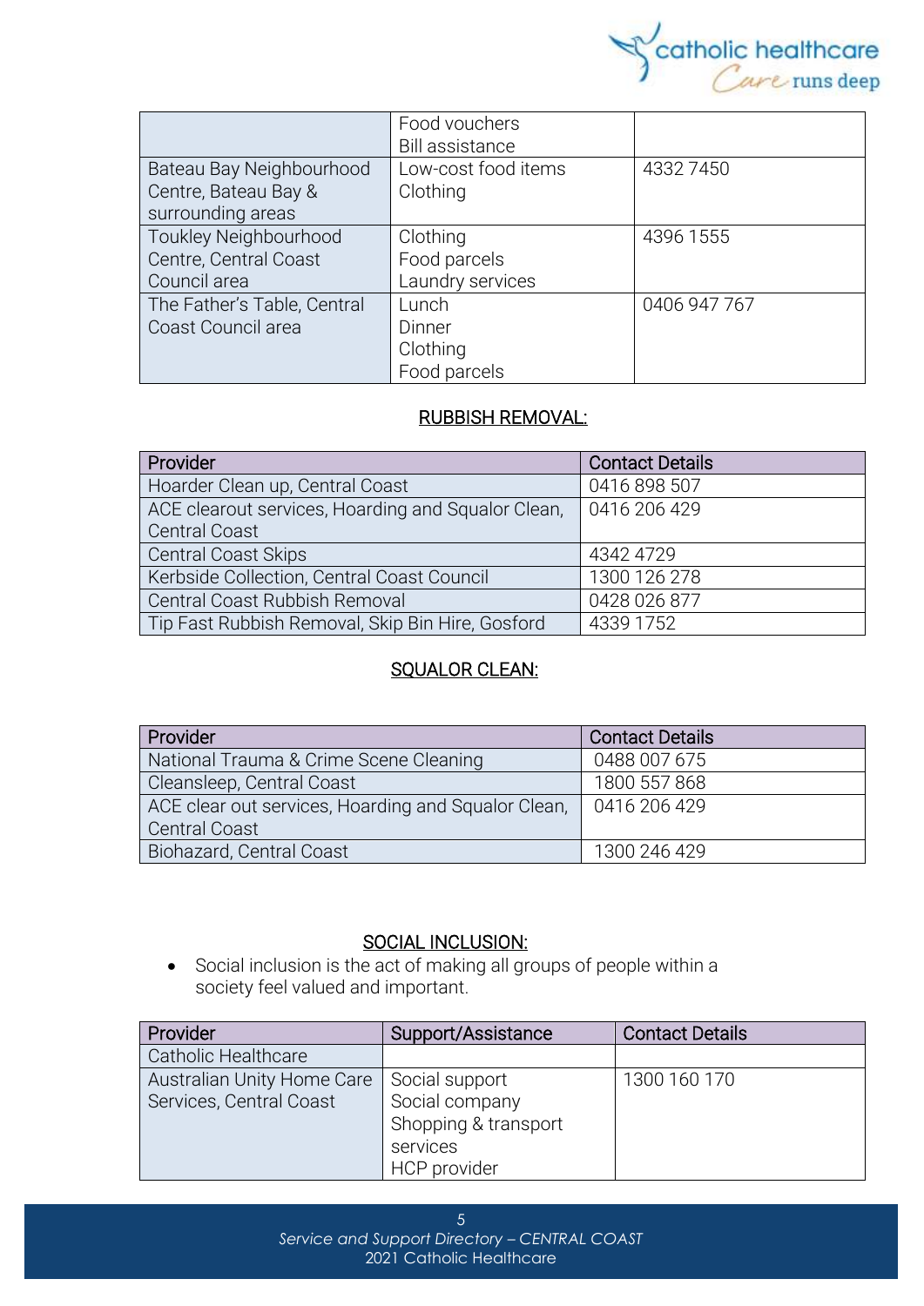| | Food vouchers<br>Bill assistance | |
|---|---|---|
| Bateau Bay Neighbourhood Centre, Bateau Bay & surrounding areas | Low-cost food items<br>Clothing | 4332 7450 |
| Toukley Neighbourhood Centre, Central Coast Council area | Clothing<br>Food parcels<br>Laundry services | 4396 1555 |
| The Father's Table, Central Coast Council area | Lunch<br>Dinner<br>Clothing<br>Food parcels | 0406 947 767 |

## RUBBISH REMOVAL:

| Provider | Contact Details |
|---|---|
| Hoarder Clean up, Central Coast | 0416 898 507 |
| ACE clearout services, Hoarding and Squalor Clean, Central Coast | 0416 206 429 |
| Central Coast Skips | 4342 4729 |
| Kerbside Collection, Central Coast Council | 1300 126 278 |
| Central Coast Rubbish Removal | 0428 026 877 |
| Tip Fast Rubbish Removal, Skip Bin Hire, Gosford | 4339 1752 |

## SQUALOR CLEAN:

| Provider | Contact Details |
|---|---|
| National Trauma & Crime Scene Cleaning | 0488 007 675 |
| Cleansleep, Central Coast | 1800 557 868 |
| ACE clear out services, Hoarding and Squalor Clean, Central Coast | 0416 206 429 |
| Biohazard, Central Coast | 1300 246 429 |

## SOCIAL INCLUSION:

- Social inclusion is the act of making all groups of people within a society feel valued and important.

| Provider | Support/Assistance | Contact Details |
|---|---|---|
| Catholic Healthcare | | |
| Australian Unity Home Care Services, Central Coast | Social support<br>Social company<br>Shopping & transport services<br>HCP provider | 1300 160 170 |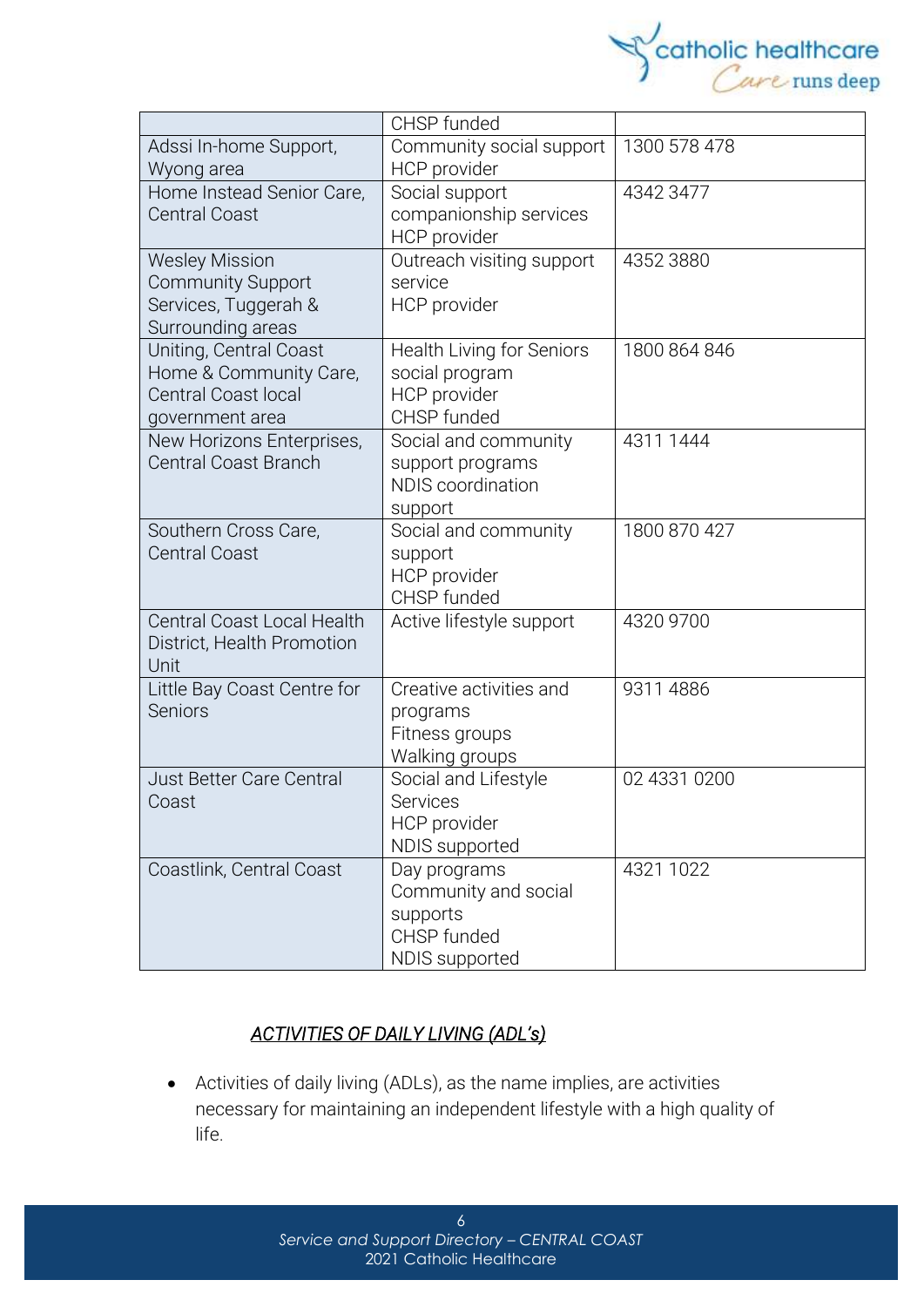|  |  |  |
|---|---|---|
|  | CHSP funded |  |
| Adssi In-home Support, Wyong area | Community social support<br>HCP provider | 1300 578 478 |
| Home Instead Senior Care, Central Coast | Social support companionship services<br>HCP provider | 4342 3477 |
| Wesley Mission Community Support Services, Tuggerah & Surrounding areas | Outreach visiting support service<br>HCP provider | 4352 3880 |
| Uniting, Central Coast Home & Community Care, Central Coast local government area | Health Living for Seniors social program<br>HCP provider<br>CHSP funded | 1800 864 846 |
| New Horizons Enterprises, Central Coast Branch | Social and community support programs<br>NDIS coordination support | 4311 1444 |
| Southern Cross Care, Central Coast | Social and community support<br>HCP provider<br>CHSP funded | 1800 870 427 |
| Central Coast Local Health District, Health Promotion Unit | Active lifestyle support | 4320 9700 |
| Little Bay Coast Centre for Seniors | Creative activities and programs<br>Fitness groups<br>Walking groups | 9311 4886 |
| Just Better Care Central Coast | Social and Lifestyle Services<br>HCP provider<br>NDIS supported | 02 4331 0200 |
| Coastlink, Central Coast | Day programs<br>Community and social supports<br>CHSP funded<br>NDIS supported | 4321 1022 |

## *ACTIVITIES OF DAILY LIVING (ADL's)*

- Activities of daily living (ADLs), as the name implies, are activities necessary for maintaining an independent lifestyle with a high quality of life.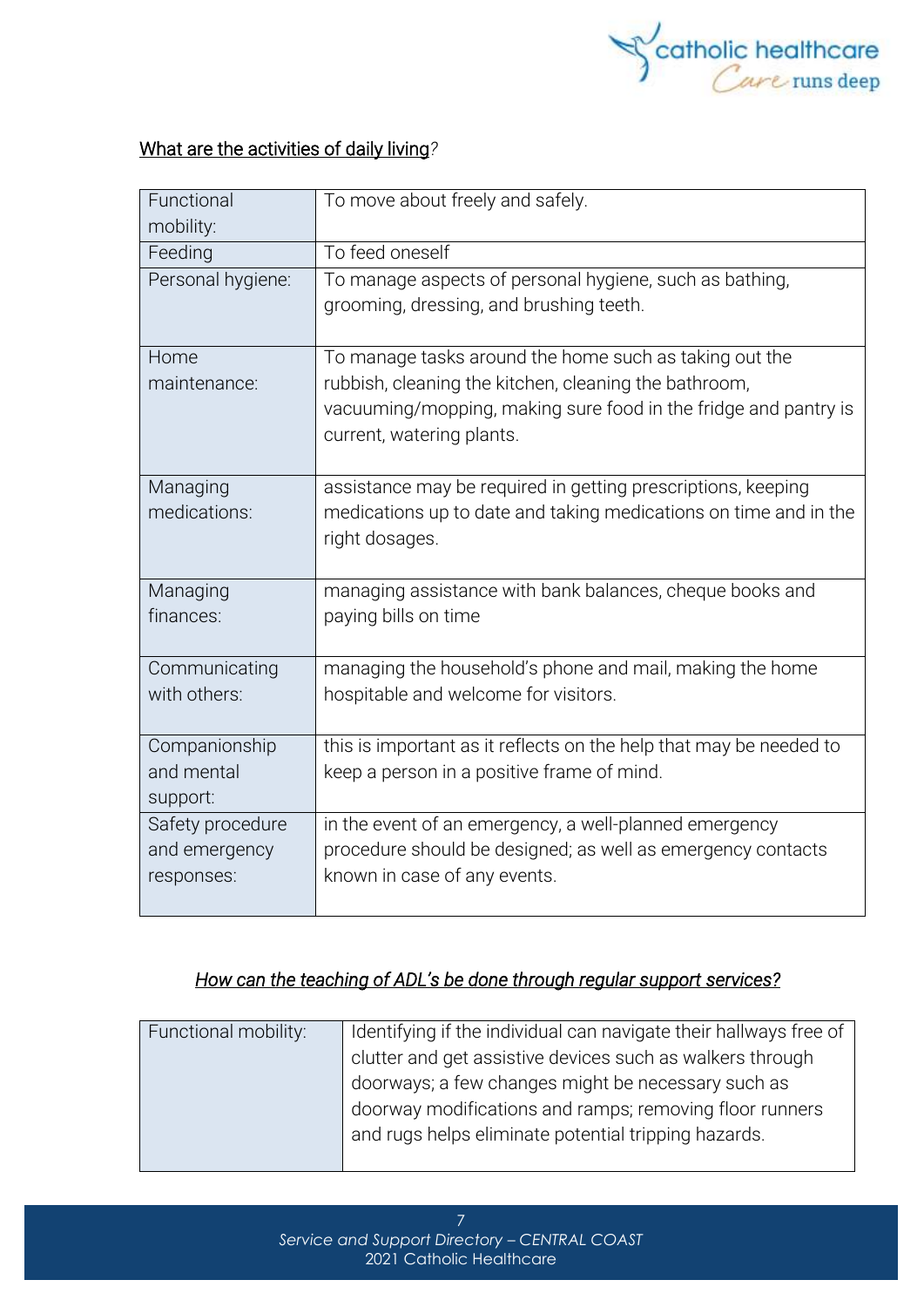## What are the activities of daily living?

| | |
|---|---|
| Functional mobility: | To move about freely and safely. |
| Feeding | To feed oneself |
| Personal hygiene: | To manage aspects of personal hygiene, such as bathing, grooming, dressing, and brushing teeth. |
| Home maintenance: | To manage tasks around the home such as taking out the rubbish, cleaning the kitchen, cleaning the bathroom, vacuuming/mopping, making sure food in the fridge and pantry is current, watering plants. |
| Managing medications: | assistance may be required in getting prescriptions, keeping medications up to date and taking medications on time and in the right dosages. |
| Managing finances: | managing assistance with bank balances, cheque books and paying bills on time |
| Communicating with others: | managing the household's phone and mail, making the home hospitable and welcome for visitors. |
| Companionship and mental support: | this is important as it reflects on the help that may be needed to keep a person in a positive frame of mind. |
| Safety procedure and emergency responses: | in the event of an emergency, a well-planned emergency procedure should be designed; as well as emergency contacts known in case of any events. |

### *How can the teaching of ADL's be done through regular support services?*

| | |
|---|---|
| Functional mobility: | Identifying if the individual can navigate their hallways free of clutter and get assistive devices such as walkers through doorways; a few changes might be necessary such as doorway modifications and ramps; removing floor runners and rugs helps eliminate potential tripping hazards. |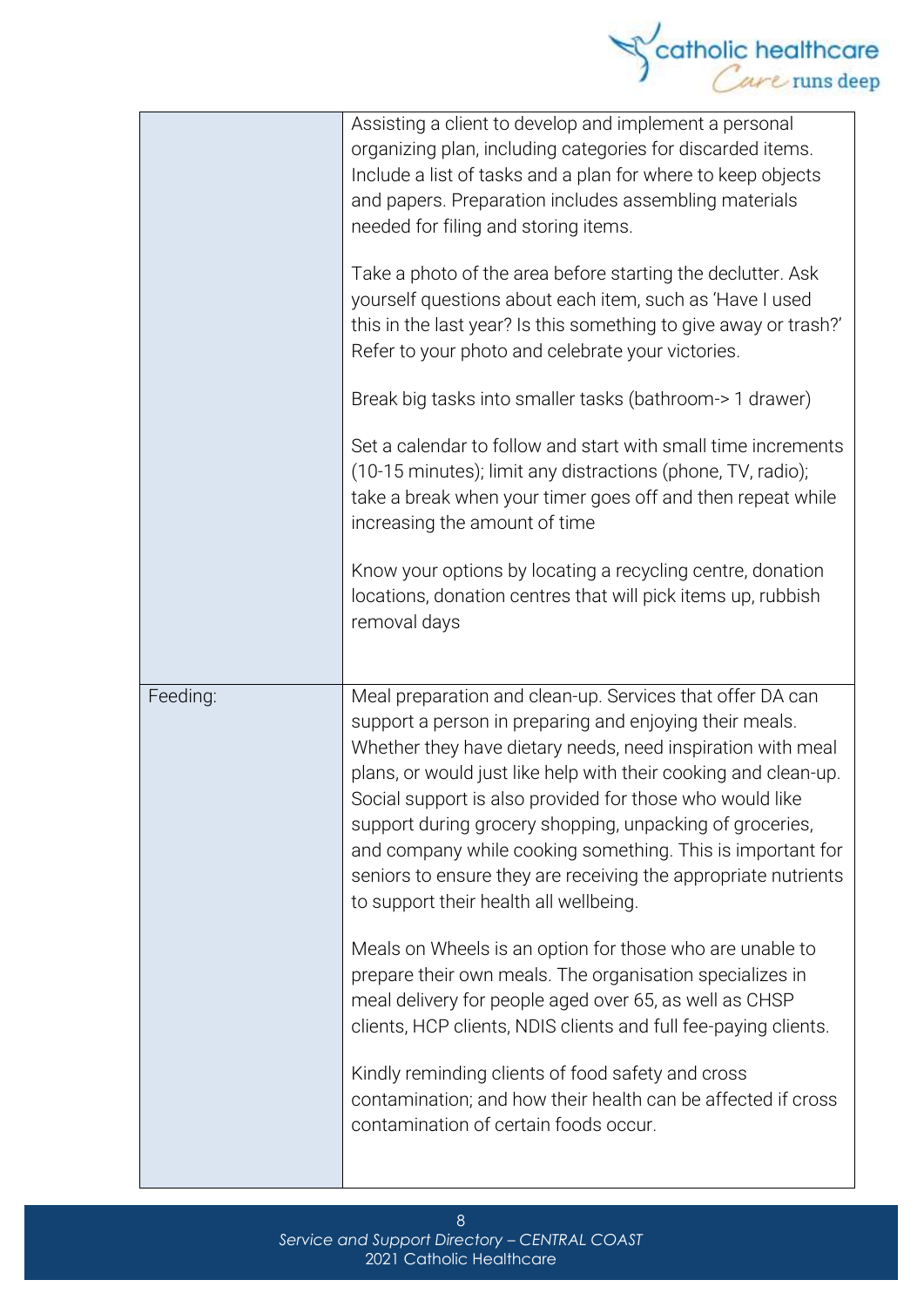| | |
|---|---|
| | Assisting a client to develop and implement a personal organizing plan, including categories for discarded items. Include a list of tasks and a plan for where to keep objects and papers. Preparation includes assembling materials needed for filing and storing items.<br><br>Take a photo of the area before starting the declutter. Ask yourself questions about each item, such as 'Have I used this in the last year? Is this something to give away or trash?' Refer to your photo and celebrate your victories.<br><br>Break big tasks into smaller tasks (bathroom-> 1 drawer)<br><br>Set a calendar to follow and start with small time increments (10-15 minutes); limit any distractions (phone, TV, radio); take a break when your timer goes off and then repeat while increasing the amount of time<br><br>Know your options by locating a recycling centre, donation locations, donation centres that will pick items up, rubbish removal days |
| Feeding: | Meal preparation and clean-up. Services that offer DA can support a person in preparing and enjoying their meals. Whether they have dietary needs, need inspiration with meal plans, or would just like help with their cooking and clean-up. Social support is also provided for those who would like support during grocery shopping, unpacking of groceries, and company while cooking something. This is important for seniors to ensure they are receiving the appropriate nutrients to support their health all wellbeing.<br><br>Meals on Wheels is an option for those who are unable to prepare their own meals. The organisation specializes in meal delivery for people aged over 65, as well as CHSP clients, HCP clients, NDIS clients and full fee-paying clients.<br><br>Kindly reminding clients of food safety and cross contamination; and how their health can be affected if cross contamination of certain foods occur. |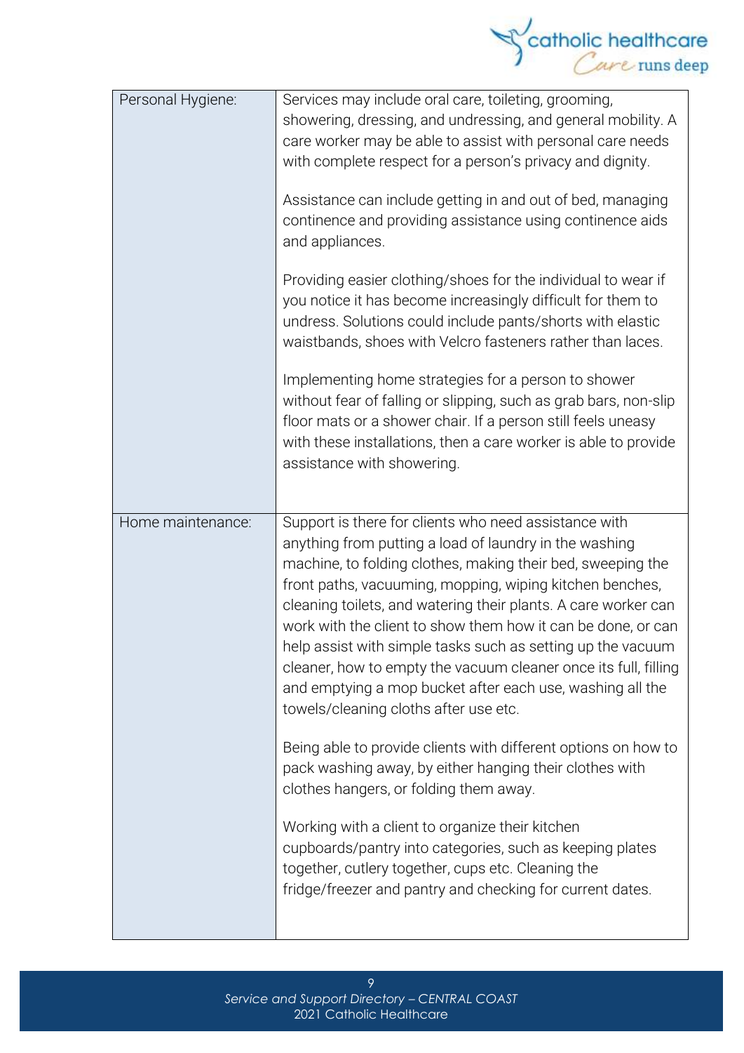| | |
|---|---|
| Personal Hygiene: | Services may include oral care, toileting, grooming, showering, dressing, and undressing, and general mobility. A care worker may be able to assist with personal care needs with complete respect for a person's privacy and dignity.<br><br>Assistance can include getting in and out of bed, managing continence and providing assistance using continence aids and appliances.<br><br>Providing easier clothing/shoes for the individual to wear if you notice it has become increasingly difficult for them to undress. Solutions could include pants/shorts with elastic waistbands, shoes with Velcro fasteners rather than laces.<br><br>Implementing home strategies for a person to shower without fear of falling or slipping, such as grab bars, non-slip floor mats or a shower chair. If a person still feels uneasy with these installations, then a care worker is able to provide assistance with showering. |
| Home maintenance: | Support is there for clients who need assistance with anything from putting a load of laundry in the washing machine, to folding clothes, making their bed, sweeping the front paths, vacuuming, mopping, wiping kitchen benches, cleaning toilets, and watering their plants. A care worker can work with the client to show them how it can be done, or can help assist with simple tasks such as setting up the vacuum cleaner, how to empty the vacuum cleaner once its full, filling and emptying a mop bucket after each use, washing all the towels/cleaning cloths after use etc.<br><br>Being able to provide clients with different options on how to pack washing away, by either hanging their clothes with clothes hangers, or folding them away.<br><br>Working with a client to organize their kitchen cupboards/pantry into categories, such as keeping plates together, cutlery together, cups etc. Cleaning the fridge/freezer and pantry and checking for current dates. |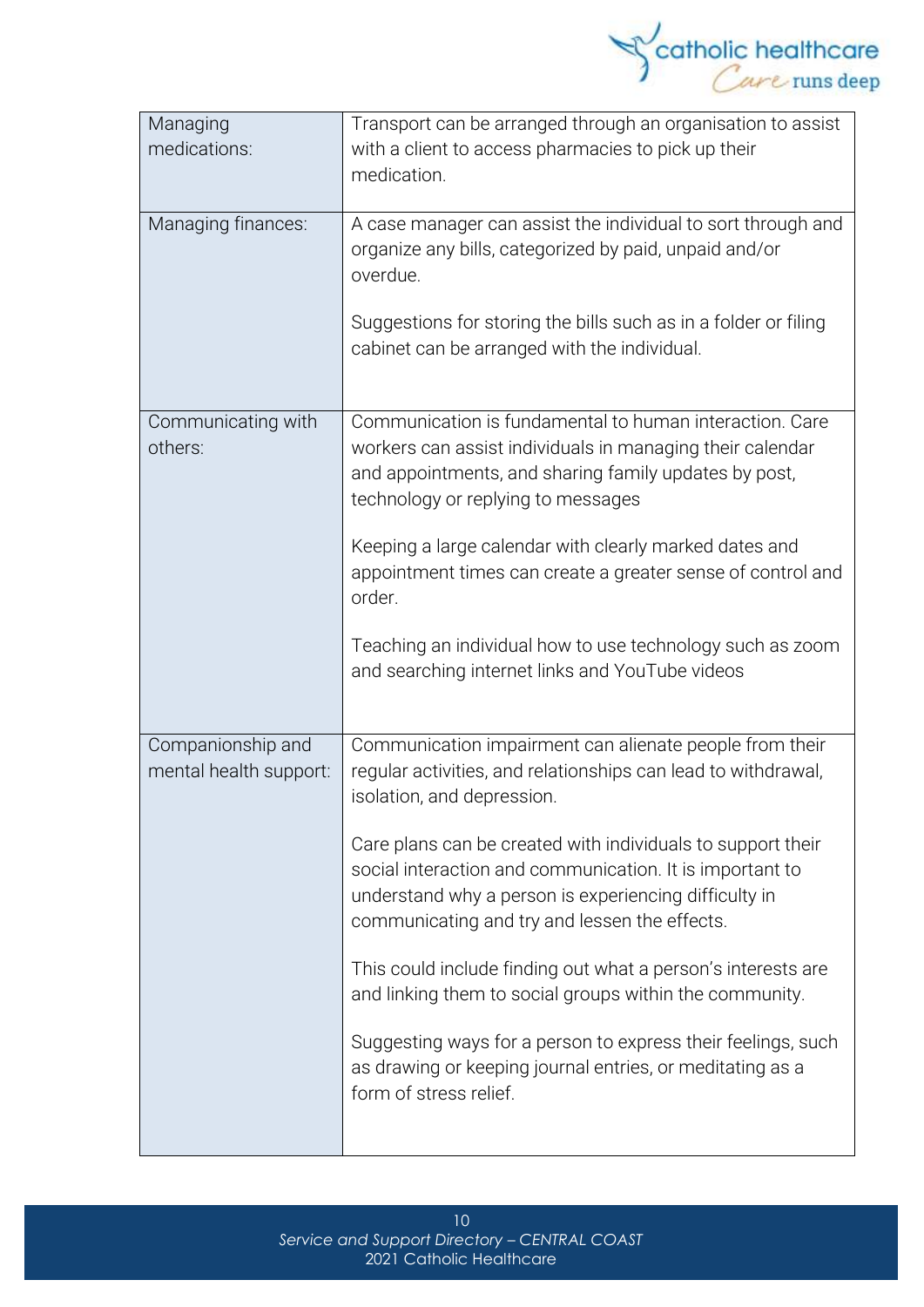| | |
|---|---|
| Managing medications: | Transport can be arranged through an organisation to assist with a client to access pharmacies to pick up their medication. |
| Managing finances: | A case manager can assist the individual to sort through and organize any bills, categorized by paid, unpaid and/or overdue.<br><br>Suggestions for storing the bills such as in a folder or filing cabinet can be arranged with the individual. |
| Communicating with others: | Communication is fundamental to human interaction. Care workers can assist individuals in managing their calendar and appointments, and sharing family updates by post, technology or replying to messages<br><br>Keeping a large calendar with clearly marked dates and appointment times can create a greater sense of control and order.<br><br>Teaching an individual how to use technology such as zoom and searching internet links and YouTube videos |
| Companionship and mental health support: | Communication impairment can alienate people from their regular activities, and relationships can lead to withdrawal, isolation, and depression.<br><br>Care plans can be created with individuals to support their social interaction and communication. It is important to understand why a person is experiencing difficulty in communicating and try and lessen the effects.<br><br>This could include finding out what a person's interests are and linking them to social groups within the community.<br><br>Suggesting ways for a person to express their feelings, such as drawing or keeping journal entries, or meditating as a form of stress relief. |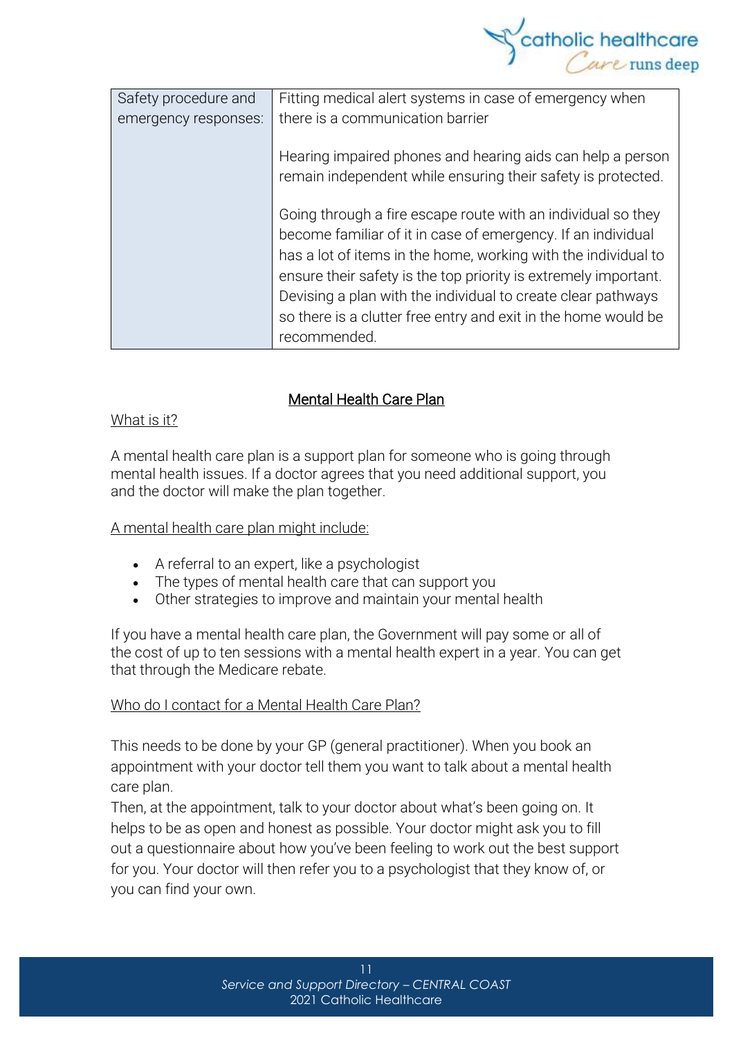| Safety procedure and emergency responses: | Fitting medical alert systems in case of emergency when there is a communication barrier<br><br>Hearing impaired phones and hearing aids can help a person remain independent while ensuring their safety is protected.<br><br>Going through a fire escape route with an individual so they become familiar of it in case of emergency. If an individual has a lot of items in the home, working with the individual to ensure their safety is the top priority is extremely important. Devising a plan with the individual to create clear pathways so there is a clutter free entry and exit in the home would be recommended. |
|---|---|

## Mental Health Care Plan

### What is it?

A mental health care plan is a support plan for someone who is going through mental health issues. If a doctor agrees that you need additional support, you and the doctor will make the plan together.

### A mental health care plan might include:

- A referral to an expert, like a psychologist
- The types of mental health care that can support you
- Other strategies to improve and maintain your mental health

If you have a mental health care plan, the Government will pay some or all of the cost of up to ten sessions with a mental health expert in a year. You can get that through the Medicare rebate.

### Who do I contact for a Mental Health Care Plan?

This needs to be done by your GP (general practitioner). When you book an appointment with your doctor tell them you want to talk about a mental health care plan.

Then, at the appointment, talk to your doctor about what's been going on. It helps to be as open and honest as possible. Your doctor might ask you to fill out a questionnaire about how you've been feeling to work out the best support for you. Your doctor will then refer you to a psychologist that they know of, or you can find your own.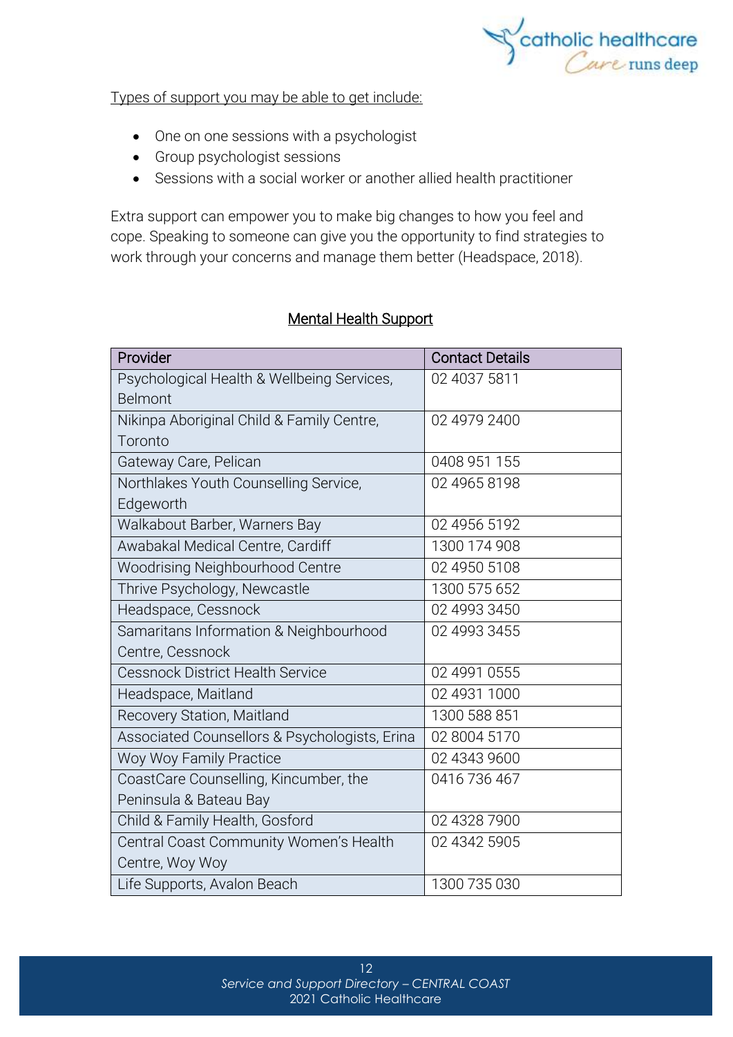Types of support you may be able to get include:

- One on one sessions with a psychologist
- Group psychologist sessions
- Sessions with a social worker or another allied health practitioner

Extra support can empower you to make big changes to how you feel and cope. Speaking to someone can give you the opportunity to find strategies to work through your concerns and manage them better (Headspace, 2018).

## Mental Health Support

| Provider | Contact Details |
|---|---|
| Psychological Health & Wellbeing Services, Belmont | 02 4037 5811 |
| Nikinpa Aboriginal Child & Family Centre, Toronto | 02 4979 2400 |
| Gateway Care, Pelican | 0408 951 155 |
| Northlakes Youth Counselling Service, Edgeworth | 02 4965 8198 |
| Walkabout Barber, Warners Bay | 02 4956 5192 |
| Awabakal Medical Centre, Cardiff | 1300 174 908 |
| Woodrising Neighbourhood Centre | 02 4950 5108 |
| Thrive Psychology, Newcastle | 1300 575 652 |
| Headspace, Cessnock | 02 4993 3450 |
| Samaritans Information & Neighbourhood Centre, Cessnock | 02 4993 3455 |
| Cessnock District Health Service | 02 4991 0555 |
| Headspace, Maitland | 02 4931 1000 |
| Recovery Station, Maitland | 1300 588 851 |
| Associated Counsellors & Psychologists, Erina | 02 8004 5170 |
| Woy Woy Family Practice | 02 4343 9600 |
| CoastCare Counselling, Kincumber, the Peninsula & Bateau Bay | 0416 736 467 |
| Child & Family Health, Gosford | 02 4328 7900 |
| Central Coast Community Women's Health Centre, Woy Woy | 02 4342 5905 |
| Life Supports, Avalon Beach | 1300 735 030 |